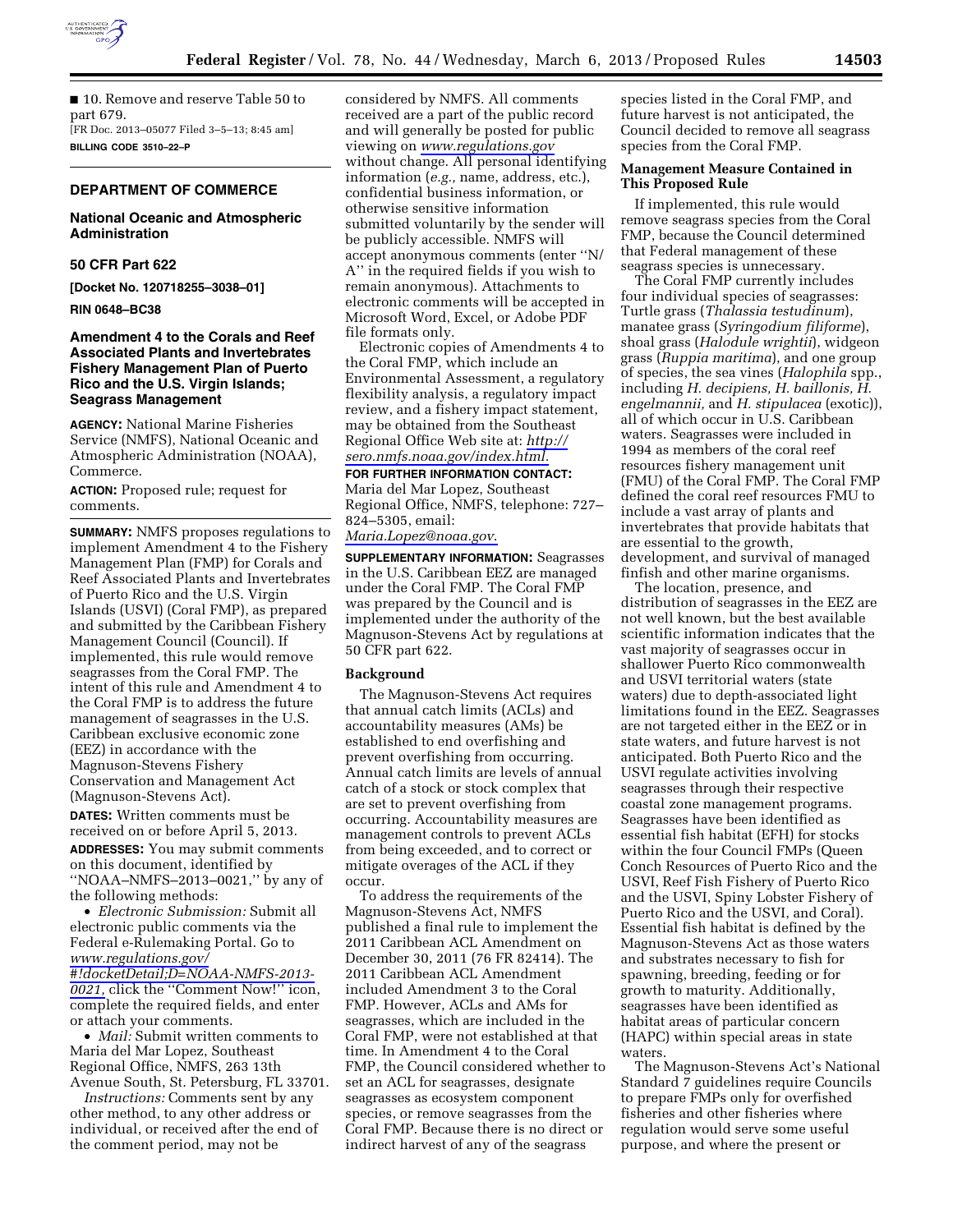■ 10. Remove and reserve Table 50 to part 679.

[FR Doc. 2013–05077 Filed 3–5–13; 8:45 am]

**BILLING CODE 3510–22–P**

## DEPARTMENT OF COMMERCE

### National Oceanic and Atmospheric Administration

### 50 CFR Part 622

**[Docket No. 120718255–3038–01]**

**RIN 0648–BC38**

### Amendment 4 to the Corals and Reef Associated Plants and Invertebrates Fishery Management Plan of Puerto Rico and the U.S. Virgin Islands; Seagrass Management

**AGENCY:** National Marine Fisheries Service (NMFS), National Oceanic and Atmospheric Administration (NOAA), Commerce.

**ACTION:** Proposed rule; request for comments.

**SUMMARY:** NMFS proposes regulations to implement Amendment 4 to the Fishery Management Plan (FMP) for Corals and Reef Associated Plants and Invertebrates of Puerto Rico and the U.S. Virgin Islands (USVI) (Coral FMP), as prepared and submitted by the Caribbean Fishery Management Council (Council). If implemented, this rule would remove seagrasses from the Coral FMP. The intent of this rule and Amendment 4 to the Coral FMP is to address the future management of seagrasses in the U.S. Caribbean exclusive economic zone (EEZ) in accordance with the Magnuson-Stevens Fishery Conservation and Management Act (Magnuson-Stevens Act).

**DATES:** Written comments must be received on or before April 5, 2013.

**ADDRESSES:** You may submit comments on this document, identified by ''NOAA–NMFS–2013–0021,'' by any of the following methods:

- *Electronic Submission:* Submit all electronic public comments via the Federal e-Rulemaking Portal. Go to *www.regulations.gov/#!docketDetail;D=NOAA-NMFS-2013-0021,* click the ''Comment Now!'' icon, complete the required fields, and enter or attach your comments.
- *Mail:* Submit written comments to Maria del Mar Lopez, Southeast Regional Office, NMFS, 263 13th Avenue South, St. Petersburg, FL 33701.

*Instructions:* Comments sent by any other method, to any other address or individual, or received after the end of the comment period, may not be considered by NMFS. All comments received are a part of the public record and will generally be posted for public viewing on *www.regulations.gov* without change. All personal identifying information (*e.g.,* name, address, etc.), confidential business information, or otherwise sensitive information submitted voluntarily by the sender will be publicly accessible. NMFS will accept anonymous comments (enter ''N/A'' in the required fields if you wish to remain anonymous). Attachments to electronic comments will be accepted in Microsoft Word, Excel, or Adobe PDF file formats only.

Electronic copies of Amendments 4 to the Coral FMP, which include an Environmental Assessment, a regulatory flexibility analysis, a regulatory impact review, and a fishery impact statement, may be obtained from the Southeast Regional Office Web site at: *http://sero.nmfs.noaa.gov/index.html.*

**FOR FURTHER INFORMATION CONTACT:** Maria del Mar Lopez, Southeast Regional Office, NMFS, telephone: 727–824–5305, email: *Maria.Lopez@noaa.gov.*

**SUPPLEMENTARY INFORMATION:** Seagrasses in the U.S. Caribbean EEZ are managed under the Coral FMP. The Coral FMP was prepared by the Council and is implemented under the authority of the Magnuson-Stevens Act by regulations at 50 CFR part 622.

#### Background

The Magnuson-Stevens Act requires that annual catch limits (ACLs) and accountability measures (AMs) be established to end overfishing and prevent overfishing from occurring. Annual catch limits are levels of annual catch of a stock or stock complex that are set to prevent overfishing from occurring. Accountability measures are management controls to prevent ACLs from being exceeded, and to correct or mitigate overages of the ACL if they occur.

To address the requirements of the Magnuson-Stevens Act, NMFS published a final rule to implement the 2011 Caribbean ACL Amendment on December 30, 2011 (76 FR 82414). The 2011 Caribbean ACL Amendment included Amendment 3 to the Coral FMP. However, ACLs and AMs for seagrasses, which are included in the Coral FMP, were not established at that time. In Amendment 4 to the Coral FMP, the Council considered whether to set an ACL for seagrasses, designate seagrasses as ecosystem component species, or remove seagrasses from the Coral FMP. Because there is no direct or indirect harvest of any of the seagrass species listed in the Coral FMP, and future harvest is not anticipated, the Council decided to remove all seagrass species from the Coral FMP.

#### Management Measure Contained in This Proposed Rule

If implemented, this rule would remove seagrass species from the Coral FMP, because the Council determined that Federal management of these seagrass species is unnecessary.

The Coral FMP currently includes four individual species of seagrasses: Turtle grass (*Thalassia testudinum*), manatee grass (*Syringodium filiforme*), shoal grass (*Halodule wrightii*), widgeon grass (*Ruppia maritima*), and one group of species, the sea vines (*Halophila* spp., including *H. decipiens, H. baillonis, H. engelmannii,* and *H. stipulacea* (exotic)), all of which occur in U.S. Caribbean waters. Seagrasses were included in 1994 as members of the coral reef resources fishery management unit (FMU) of the Coral FMP. The Coral FMP defined the coral reef resources FMU to include a vast array of plants and invertebrates that provide habitats that are essential to the growth, development, and survival of managed finfish and other marine organisms.

The location, presence, and distribution of seagrasses in the EEZ are not well known, but the best available scientific information indicates that the vast majority of seagrasses occur in shallower Puerto Rico commonwealth and USVI territorial waters (state waters) due to depth-associated light limitations found in the EEZ. Seagrasses are not targeted either in the EEZ or in state waters, and future harvest is not anticipated. Both Puerto Rico and the USVI regulate activities involving seagrasses through their respective coastal zone management programs. Seagrasses have been identified as essential fish habitat (EFH) for stocks within the four Council FMPs (Queen Conch Resources of Puerto Rico and the USVI, Reef Fish Fishery of Puerto Rico and the USVI, Spiny Lobster Fishery of Puerto Rico and the USVI, and Coral). Essential fish habitat is defined by the Magnuson-Stevens Act as those waters and substrates necessary to fish for spawning, breeding, feeding or for growth to maturity. Additionally, seagrasses have been identified as habitat areas of particular concern (HAPC) within special areas in state waters.

The Magnuson-Stevens Act's National Standard 7 guidelines require Councils to prepare FMPs only for overfished fisheries and other fisheries where regulation would serve some useful purpose, and where the present or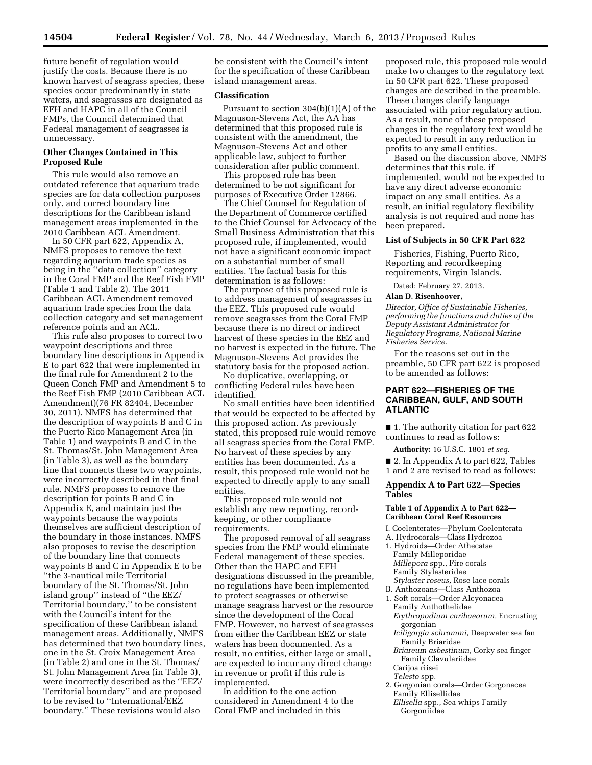future benefit of regulation would justify the costs. Because there is no known harvest of seagrass species, these species occur predominantly in state waters, and seagrasses are designated as EFH and HAPC in all of the Council FMPs, the Council determined that Federal management of seagrasses is unnecessary.

**Other Changes Contained in This Proposed Rule**

This rule would also remove an outdated reference that aquarium trade species are for data collection purposes only, and correct boundary line descriptions for the Caribbean island management areas implemented in the 2010 Caribbean ACL Amendment.

In 50 CFR part 622, Appendix A, NMFS proposes to remove the text regarding aquarium trade species as being in the ''data collection'' category in the Coral FMP and the Reef Fish FMP (Table 1 and Table 2). The 2011 Caribbean ACL Amendment removed aquarium trade species from the data collection category and set management reference points and an ACL.

This rule also proposes to correct two waypoint descriptions and three boundary line descriptions in Appendix E to part 622 that were implemented in the final rule for Amendment 2 to the Queen Conch FMP and Amendment 5 to the Reef Fish FMP (2010 Caribbean ACL Amendment)(76 FR 82404, December 30, 2011). NMFS has determined that the description of waypoints B and C in the Puerto Rico Management Area (in Table 1) and waypoints B and C in the St. Thomas/St. John Management Area (in Table 3), as well as the boundary line that connects these two waypoints, were incorrectly described in that final rule. NMFS proposes to remove the description for points B and C in Appendix E, and maintain just the waypoints because the waypoints themselves are sufficient description of the boundary in those instances. NMFS also proposes to revise the description of the boundary line that connects waypoints B and C in Appendix E to be ''the 3-nautical mile Territorial boundary of the St. Thomas/St. John island group'' instead of ''the EEZ/Territorial boundary,'' to be consistent with the Council's intent for the specification of these Caribbean island management areas. Additionally, NMFS has determined that two boundary lines, one in the St. Croix Management Area (in Table 2) and one in the St. Thomas/St. John Management Area (in Table 3), were incorrectly described as the ''EEZ/Territorial boundary'' and are proposed to be revised to ''International/EEZ boundary.'' These revisions would also be consistent with the Council's intent for the specification of these Caribbean island management areas.

**Classification**

Pursuant to section 304(b)(1)(A) of the Magnuson-Stevens Act, the AA has determined that this proposed rule is consistent with the amendment, the Magnuson-Stevens Act and other applicable law, subject to further consideration after public comment.

This proposed rule has been determined to be not significant for purposes of Executive Order 12866.

The Chief Counsel for Regulation of the Department of Commerce certified to the Chief Counsel for Advocacy of the Small Business Administration that this proposed rule, if implemented, would not have a significant economic impact on a substantial number of small entities. The factual basis for this determination is as follows:

The purpose of this proposed rule is to address management of seagrasses in the EEZ. This proposed rule would remove seagrasses from the Coral FMP because there is no direct or indirect harvest of these species in the EEZ and no harvest is expected in the future. The Magnuson-Stevens Act provides the statutory basis for the proposed action.

No duplicative, overlapping, or conflicting Federal rules have been identified.

No small entities have been identified that would be expected to be affected by this proposed action. As previously stated, this proposed rule would remove all seagrass species from the Coral FMP. No harvest of these species by any entities has been documented. As a result, this proposed rule would not be expected to directly apply to any small entities.

This proposed rule would not establish any new reporting, record-keeping, or other compliance requirements.

The proposed removal of all seagrass species from the FMP would eliminate Federal management of these species. Other than the HAPC and EFH designations discussed in the preamble, no regulations have been implemented to protect seagrasses or otherwise manage seagrass harvest or the resource since the development of the Coral FMP. However, no harvest of seagrasses from either the Caribbean EEZ or state waters has been documented. As a result, no entities, either large or small, are expected to incur any direct change in revenue or profit if this rule is implemented.

In addition to the one action considered in Amendment 4 to the Coral FMP and included in this proposed rule, this proposed rule would make two changes to the regulatory text in 50 CFR part 622. These proposed changes are described in the preamble. These changes clarify language associated with prior regulatory action. As a result, none of these proposed changes in the regulatory text would be expected to result in any reduction in profits to any small entities.

Based on the discussion above, NMFS determines that this rule, if implemented, would not be expected to have any direct adverse economic impact on any small entities. As a result, an initial regulatory flexibility analysis is not required and none has been prepared.

**List of Subjects in 50 CFR Part 622**

Fisheries, Fishing, Puerto Rico, Reporting and recordkeeping requirements, Virgin Islands.

Dated: February 27, 2013.

**Alan D. Risenhoover,**

*Director, Office of Sustainable Fisheries, performing the functions and duties of the Deputy Assistant Administrator for Regulatory Programs, National Marine Fisheries Service.*

For the reasons set out in the preamble, 50 CFR part 622 is proposed to be amended as follows:

## PART 622—FISHERIES OF THE CARIBBEAN, GULF, AND SOUTH ATLANTIC

■ 1. The authority citation for part 622 continues to read as follows:

**Authority:** 16 U.S.C. 1801 *et seq.*

■ 2. In Appendix A to part 622, Tables 1 and 2 are revised to read as follows:

### Appendix A to Part 622—Species Tables

#### Table 1 of Appendix A to Part 622—Caribbean Coral Reef Resources

I. Coelenterates—Phylum Coelenterata
A. Hydrocorals—Class Hydrozoa
1. Hydroids—Order Athecatae
Family Milleporidae
*Millepora* spp., Fire corals
Family Stylasteridae
*Stylaster roseus,* Rose lace corals
B. Anthozoans—Class Anthozoa
1. Soft corals—Order Alcyonacea
Family Anthothelidae
*Erythropodium caribaeorum,* Encrusting gorgonian
*Iciligorgia schrammi,* Deepwater sea fan
Family Briaridae
*Briareum asbestinum,* Corky sea finger
Family Clavulariidae
Carijoa riisei
*Telesto* spp.
2. Gorgonian corals—Order Gorgonacea
Family Ellisellidae
*Ellisella* spp., Sea whips Family Gorgoniidae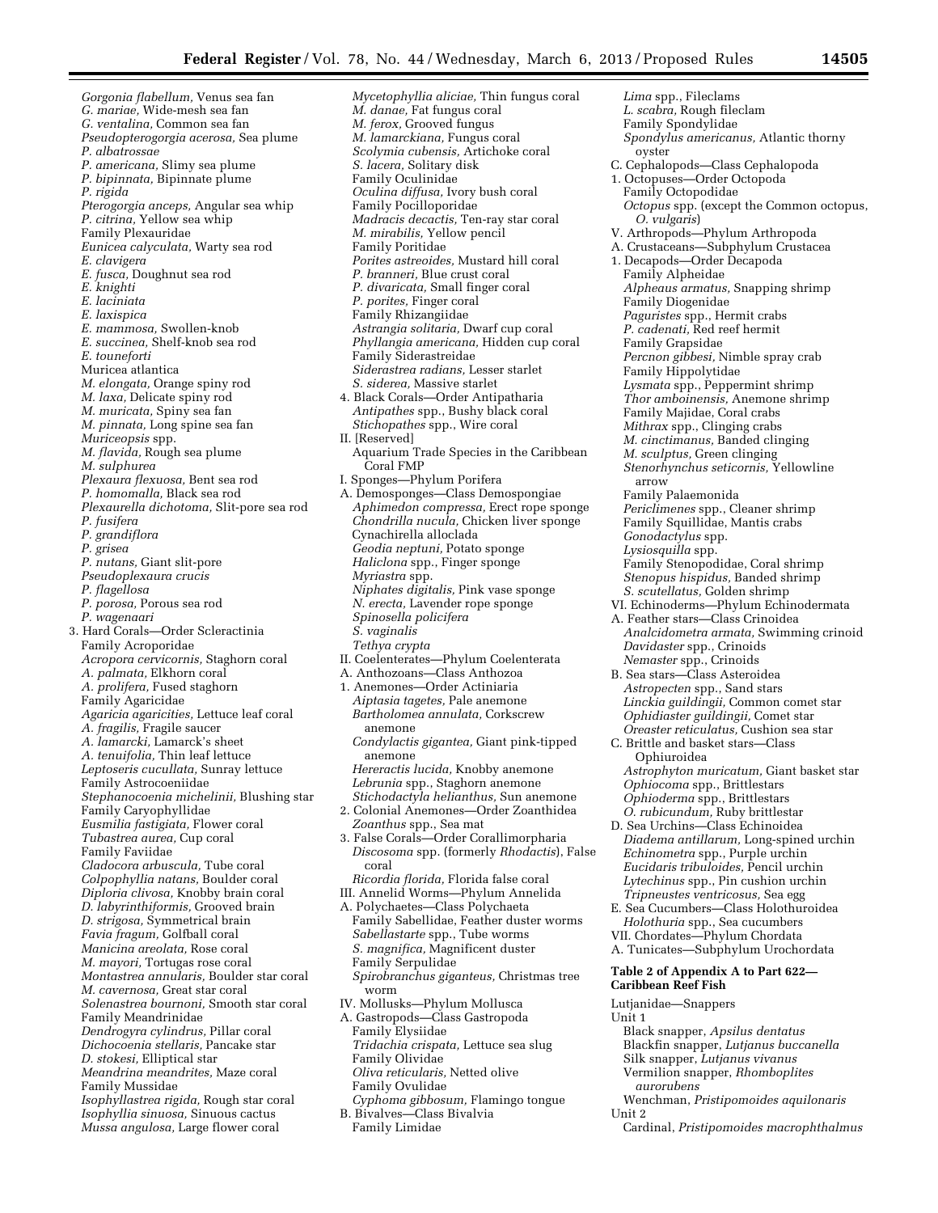*Gorgonia flabellum,* Venus sea fan
*G. mariae,* Wide-mesh sea fan
*G. ventalina,* Common sea fan
*Pseudopterogorgia acerosa,* Sea plume
*P. albatrossae*
*P. americana,* Slimy sea plume
*P. bipinnata,* Bipinnate plume
*P. rigida*
*Pterogorgia anceps,* Angular sea whip
*P. citrina,* Yellow sea whip
Family Plexauridae
*Eunicea calyculata,* Warty sea rod
*E. clavigera*
*E. fusca,* Doughnut sea rod
*E. knighti*
*E. laciniata*
*E. laxispica*
*E. mammosa,* Swollen-knob
*E. succinea,* Shelf-knob sea rod
*E. touneforti*
Muricea atlantica
*M. elongata,* Orange spiny rod
*M. laxa,* Delicate spiny rod
*M. muricata,* Spiny sea fan
*M. pinnata,* Long spine sea fan
*Muriceopsis* spp.
*M. flavida,* Rough sea plume
*M. sulphurea*
*Plexaura flexuosa,* Bent sea rod
*P. homomalla,* Black sea rod
*Plexaurella dichotoma,* Slit-pore sea rod
*P. fusifera*
*P. grandiflora*
*P. grisea*
*P. nutans,* Giant slit-pore
*Pseudoplexaura crucis*
*P. flagellosa*
*P. porosa,* Porous sea rod
*P. wagenaari*

3. Hard Corals—Order Scleractinia
Family Acroporidae
*Acropora cervicornis,* Staghorn coral
*A. palmata,* Elkhorn coral
*A. prolifera,* Fused staghorn
Family Agaricidae
*Agaricia agaricities,* Lettuce leaf coral
*A. fragilis,* Fragile saucer
*A. lamarcki,* Lamarck's sheet
*A. tenuifolia,* Thin leaf lettuce
*Leptoseris cucullata,* Sunray lettuce
Family Astrocoeniidae
*Stephanocoenia michelinii,* Blushing star
Family Caryophyllidae
*Eusmilia fastigiata,* Flower coral
*Tubastrea aurea,* Cup coral
Family Faviidae
*Cladocora arbuscula,* Tube coral
*Colpophyllia natans,* Boulder coral
*Diploria clivosa,* Knobby brain coral
*D. labyrinthiformis,* Grooved brain
*D. strigosa,* Symmetrical brain
*Favia fragum,* Golfball coral
*Manicina areolata,* Rose coral
*M. mayori,* Tortugas rose coral
*Montastrea annularis,* Boulder star coral
*M. cavernosa,* Great star coral
*Solenastrea bournoni,* Smooth star coral
Family Meandrinidae
*Dendrogyra cylindrus,* Pillar coral
*Dichocoenia stellaris,* Pancake star
*D. stokesi,* Elliptical star
*Meandrina meandrites,* Maze coral
Family Mussidae
*Isophyllastrea rigida,* Rough star coral
*Isophyllia sinuosa,* Sinuous cactus
*Mussa angulosa,* Large flower coral
*Mycetophyllia aliciae,* Thin fungus coral
*M. danae,* Fat fungus coral
*M. ferox,* Grooved fungus
*M. lamarckiana,* Fungus coral
*Scolymia cubensis,* Artichoke coral
*S. lacera,* Solitary disk
Family Oculinidae
*Oculina diffusa,* Ivory bush coral
Family Pocilloporidae
*Madracis decactis,* Ten-ray star coral
*M. mirabilis,* Yellow pencil
Family Poritidae
*Porites astreoides,* Mustard hill coral
*P. branneri,* Blue crust coral
*P. divaricata,* Small finger coral
*P. porites,* Finger coral
Family Rhizangiidae
*Astrangia solitaria,* Dwarf cup coral
*Phyllangia americana,* Hidden cup coral
Family Siderastreidae
*Siderastrea radians,* Lesser starlet
*S. siderea,* Massive starlet

4. Black Corals—Order Antipatharia
*Antipathes* spp., Bushy black coral
*Stichopathes* spp., Wire coral

II. [Reserved]

Aquarium Trade Species in the Caribbean Coral FMP

I. Sponges—Phylum Porifera
A. Demosponges—Class Demospongiae
*Aphimedon compressa,* Erect rope sponge
*Chondrilla nucula,* Chicken liver sponge
Cynachirella alloclada
*Geodia neptuni,* Potato sponge
*Haliclona* spp., Finger sponge
*Myriastra* spp.
*Niphates digitalis,* Pink vase sponge
*N. erecta,* Lavender rope sponge
*Spinosella policifera*
*S. vaginalis*
*Tethya crypta*

II. Coelenterates—Phylum Coelenterata
A. Anthozoans—Class Anthozoa
1. Anemones—Order Actiniaria
*Aiptasia tagetes,* Pale anemone
*Bartholomea annulata,* Corkscrew anemone
*Condylactis gigantea,* Giant pink-tipped anemone
*Hereractis lucida,* Knobby anemone
*Lebrunia* spp., Staghorn anemone
*Stichodactyla helianthus,* Sun anemone
2. Colonial Anemones—Order Zoanthidea
*Zoanthus* spp., Sea mat
3. False Corals—Order Corallimorpharia
*Discosoma* spp. (formerly *Rhodactis*), False coral
*Ricordia florida,* Florida false coral

III. Annelid Worms—Phylum Annelida
A. Polychaetes—Class Polychaeta
Family Sabellidae, Feather duster worms
*Sabellastarte* spp., Tube worms
*S. magnifica,* Magnificent duster
Family Serpulidae
*Spirobranchus giganteus,* Christmas tree worm

IV. Mollusks—Phylum Mollusca
A. Gastropods—Class Gastropoda
Family Elysiidae
*Tridachia crispata,* Lettuce sea slug
Family Olividae
*Oliva reticularis,* Netted olive
Family Ovulidae
*Cyphoma gibbosum,* Flamingo tongue
B. Bivalves—Class Bivalvia
Family Limidae
*Lima* spp., Fileclams
*L. scabra,* Rough fileclam
Family Spondylidae
*Spondylus americanus,* Atlantic thorny oyster
C. Cephalopods—Class Cephalopoda
1. Octopuses—Order Octopoda
Family Octopodidae
*Octopus* spp. (except the Common octopus, *O. vulgaris*)

V. Arthropods—Phylum Arthropoda
A. Crustaceans—Subphylum Crustacea
1. Decapods—Order Decapoda
Family Alpheidae
*Alpheaus armatus,* Snapping shrimp
Family Diogenidae
*Paguristes* spp., Hermit crabs
*P. cadenati,* Red reef hermit
Family Grapsidae
*Percnon gibbesi,* Nimble spray crab
Family Hippolytidae
*Lysmata* spp., Peppermint shrimp
*Thor amboinensis,* Anemone shrimp
Family Majidae, Coral crabs
*Mithrax* spp., Clinging crabs
*M. cinctimanus,* Banded clinging
*M. sculptus,* Green clinging
*Stenorhynchus seticornis,* Yellowline arrow
Family Palaemonida
*Periclimenes* spp., Cleaner shrimp
Family Squillidae, Mantis crabs
*Gonodactylus* spp.
*Lysiosquilla* spp.
Family Stenopodidae, Coral shrimp
*Stenopus hispidus,* Banded shrimp
*S. scutellatus,* Golden shrimp

VI. Echinoderms—Phylum Echinodermata
A. Feather stars—Class Crinoidea
*Analcidometra armata,* Swimming crinoid
*Davidaster* spp., Crinoids
*Nemaster* spp., Crinoids
B. Sea stars—Class Asteroidea
*Astropecten* spp., Sand stars
*Linckia guildingii,* Common comet star
*Ophidiaster guildingii,* Comet star
*Oreaster reticulatus,* Cushion sea star
C. Brittle and basket stars—Class Ophiuroidea
*Astrophyton muricatum,* Giant basket star
*Ophiocoma* spp., Brittlestars
*Ophioderma* spp., Brittlestars
*O. rubicundum,* Ruby brittlestar
D. Sea Urchins—Class Echinoidea
*Diadema antillarum,* Long-spined urchin
*Echinometra* spp., Purple urchin
*Eucidaris tribuloides,* Pencil urchin
*Lytechinus* spp., Pin cushion urchin
*Tripneustes ventricosus,* Sea egg
E. Sea Cucumbers—Class Holothuroidea
*Holothuria* spp., Sea cucumbers

VII. Chordates—Phylum Chordata
A. Tunicates—Subphylum Urochordata

**Table 2 of Appendix A to Part 622—Caribbean Reef Fish**

Lutjanidae—Snappers
Unit 1
Black snapper, *Apsilus dentatus*
Blackfin snapper, *Lutjanus buccanella*
Silk snapper, *Lutjanus vivanus*
Vermilion snapper, *Rhomboplites aurorubens*
Wenchman, *Pristipomoides aquilonaris*
Unit 2
Cardinal, *Pristipomoides macrophthalmus*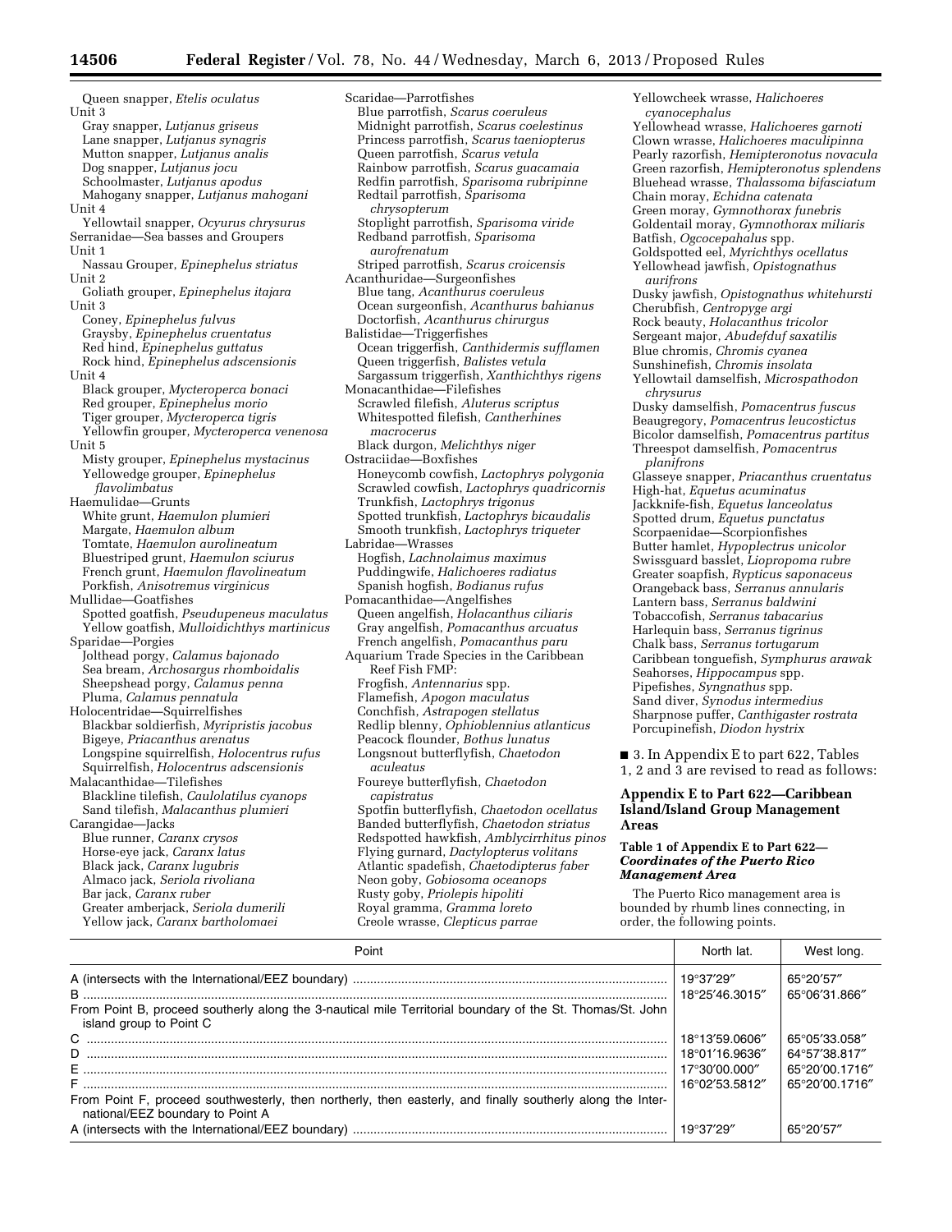Queen snapper, *Etelis oculatus*
Unit 3
Gray snapper, *Lutjanus griseus*
Lane snapper, *Lutjanus synagris*
Mutton snapper, *Lutjanus analis*
Dog snapper, *Lutjanus jocu*
Schoolmaster, *Lutjanus apodus*
Mahogany snapper, *Lutjanus mahogani*
Unit 4
Yellowtail snapper, *Ocyurus chrysurus*
Serranidae—Sea basses and Groupers
Unit 1
Nassau Grouper, *Epinephelus striatus*
Unit 2
Goliath grouper, *Epinephelus itajara*
Unit 3
Coney, *Epinephelus fulvus*
Graysby, *Epinephelus cruentatus*
Red hind, *Epinephelus guttatus*
Rock hind, *Epinephelus adscensionis*
Unit 4
Black grouper, *Mycteroperca bonaci*
Red grouper, *Epinephelus morio*
Tiger grouper, *Mycteroperca tigris*
Yellowfin grouper, *Mycteroperca venenosa*
Unit 5
Misty grouper, *Epinephelus mystacinus*
Yellowedge grouper, *Epinephelus flavolimbatus*
Haemulidae—Grunts
White grunt, *Haemulon plumieri*
Margate, *Haemulon album*
Tomtate, *Haemulon aurolineatum*
Bluestriped grunt, *Haemulon sciurus*
French grunt, *Haemulon flavolineatum*
Porkfish, *Anisotremus virginicus*
Mullidae—Goatfishes
Spotted goatfish, *Pseudupeneus maculatus*
Yellow goatfish, *Mulloidichthys martinicus*
Sparidae—Porgies
Jolthead porgy, *Calamus bajonado*
Sea bream, *Archosargus rhomboidalis*
Sheepshead porgy, *Calamus penna*
Pluma, *Calamus pennatula*
Holocentridae—Squirrelfishes
Blackbar soldierfish, *Myripristis jacobus*
Bigeye, *Priacanthus arenatus*
Longspine squirrelfish, *Holocentrus rufus*
Squirrelfish, *Holocentrus adscensionis*
Malacanthidae—Tilefishes
Blackline tilefish, *Caulolatilus cyanops*
Sand tilefish, *Malacanthus plumieri*
Carangidae—Jacks
Blue runner, *Caranx crysos*
Horse-eye jack, *Caranx latus*
Black jack, *Caranx lugubris*
Almaco jack, *Seriola rivoliana*
Bar jack, *Caranx ruber*
Greater amberjack, *Seriola dumerili*
Yellow jack, *Caranx bartholomaei*
Scaridae—Parrotfishes
Blue parrotfish, *Scarus coeruleus*
Midnight parrotfish, *Scarus coelestinus*
Princess parrotfish, *Scarus taeniopterus*
Queen parrotfish, *Scarus vetula*
Rainbow parrotfish, *Scarus guacamaia*
Redfin parrotfish, *Sparisoma rubripinne*
Redtail parrotfish, *Sparisoma chrysopterum*
Stoplight parrotfish, *Sparisoma viride*
Redband parrotfish, *Sparisoma aurofrenatum*
Striped parrotfish, *Scarus croicensis*
Acanthuridae—Surgeonfishes
Blue tang, *Acanthurus coeruleus*
Ocean surgeonfish, *Acanthurus bahianus*
Doctorfish, *Acanthurus chirurgus*
Balistidae—Triggerfishes
Ocean triggerfish, *Canthidermis sufflamen*
Queen triggerfish, *Balistes vetula*
Sargassum triggerfish, *Xanthichthys rigens*
Monacanthidae—Filefishes
Scrawled filefish, *Aluterus scriptus*
Whitespotted filefish, *Cantherhines macrocerus*
Black durgon, *Melichthys niger*
Ostraciidae—Boxfishes
Honeycomb cowfish, *Lactophrys polygonia*
Scrawled cowfish, *Lactophrys quadricornis*
Trunkfish, *Lactophrys trigonus*
Spotted trunkfish, *Lactophrys bicaudalis*
Smooth trunkfish, *Lactophrys triqueter*
Labridae—Wrasses
Hogfish, *Lachnolaimus maximus*
Puddingwife, *Halichoeres radiatus*
Spanish hogfish, *Bodianus rufus*
Pomacanthidae—Angelfishes
Queen angelfish, *Holacanthus ciliaris*
Gray angelfish, *Pomacanthus arcuatus*
French angelfish, *Pomacanthus paru*
Aquarium Trade Species in the Caribbean Reef Fish FMP:
Frogfish, *Antennarius* spp.
Flamefish, *Apogon maculatus*
Conchfish, *Astrapogen stellatus*
Redlip blenny, *Ophioblennius atlanticus*
Peacock flounder, *Bothus lunatus*
Longsnout butterflyfish, *Chaetodon aculeatus*
Foureye butterflyfish, *Chaetodon capistratus*
Spotfin butterflyfish, *Chaetodon ocellatus*
Banded butterflyfish, *Chaetodon striatus*
Redspotted hawkfish, *Amblycirrhitus pinos*
Flying gurnard, *Dactylopterus volitans*
Atlantic spadefish, *Chaetodipterus faber*
Neon goby, *Gobiosoma oceanops*
Rusty goby, *Priolepis hipoliti*
Royal gramma, *Gramma loreto*
Creole wrasse, *Clepticus parrae*
Yellowcheek wrasse, *Halichoeres cyanocephalus*
Yellowhead wrasse, *Halichoeres garnoti*
Clown wrasse, *Halichoeres maculipinna*
Pearly razorfish, *Hemipteronotus novacula*
Green razorfish, *Hemipteronotus splendens*
Bluehead wrasse, *Thalassoma bifasciatum*
Chain moray, *Echidna catenata*
Green moray, *Gymnothorax funebris*
Goldentail moray, *Gymnothorax miliaris*
Batfish, *Ogcocepahalus* spp.
Goldspotted eel, *Myrichthys ocellatus*
Yellowhead jawfish, *Opistognathus aurifrons*
Dusky jawfish, *Opistognathus whitehursti*
Cherubfish, *Centropyge argi*
Rock beauty, *Holacanthus tricolor*
Sergeant major, *Abudefduf saxatilis*
Blue chromis, *Chromis cyanea*
Sunshinefish, *Chromis insolata*
Yellowtail damselfish, *Microspathodon chrysurus*
Dusky damselfish, *Pomacentrus fuscus*
Beaugregory, *Pomacentrus leucostictus*
Bicolor damselfish, *Pomacentrus partitus*
Threespot damselfish, *Pomacentrus planifrons*
Glasseye snapper, *Priacanthus cruentatus*
High-hat, *Equetus acuminatus*
Jackknife-fish, *Equetus lanceolatus*
Spotted drum, *Equetus punctatus*
Scorpaenidae—Scorpionfishes
Butter hamlet, *Hypoplectrus unicolor*
Swissguard basslet, *Liopropoma rubre*
Greater soapfish, *Rypticus saponaceus*
Orangeback bass, *Serranus annularis*
Lantern bass, *Serranus baldwini*
Tobaccofish, *Serranus tabacarius*
Harlequin bass, *Serranus tigrinus*
Chalk bass, *Serranus tortugarum*
Caribbean tonguefish, *Symphurus arawak*
Seahorses, *Hippocampus* spp.
Pipefishes, *Syngnathus* spp.
Sand diver, *Synodus intermedius*
Sharpnose puffer, *Canthigaster rostrata*
Porcupinefish, *Diodon hystrix*

■ 3. In Appendix E to part 622, Tables 1, 2 and 3 are revised to read as follows:

### Appendix E to Part 622—Caribbean Island/Island Group Management Areas

#### Table 1 of Appendix E to Part 622—*Coordinates of the Puerto Rico Management Area*

The Puerto Rico management area is bounded by rhumb lines connecting, in order, the following points.

| Point | North lat. | West long. |
|---|---|---|
| A (intersects with the International/EEZ boundary) | 19°37′29″ | 65°20′57″ |
| B | 18°25′46.3015″ | 65°06′31.866″ |
| From Point B, proceed southerly along the 3-nautical mile Territorial boundary of the St. Thomas/St. John island group to Point C | | |
| C | 18°13′59.0606″ | 65°05′33.058″ |
| D | 18°01′16.9636″ | 64°57′38.817″ |
| E | 17°30′00.000″ | 65°20′00.1716″ |
| F | 16°02′53.5812″ | 65°20′00.1716″ |
| From Point F, proceed southwesterly, then northerly, then easterly, and finally southerly along the International/EEZ boundary to Point A | | |
| A (intersects with the International/EEZ boundary) | 19°37′29″ | 65°20′57″ |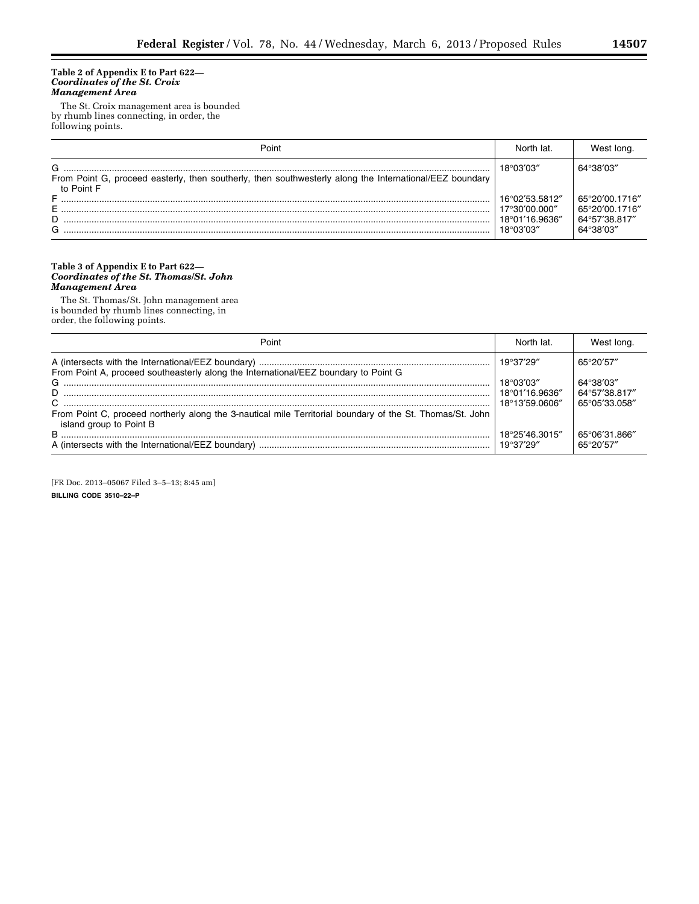**Table 2 of Appendix E to Part 622—*Coordinates of the St. Croix Management Area***

The St. Croix management area is bounded by rhumb lines connecting, in order, the following points.

| Point | North lat. | West long. |
|---|---|---|
| G | 18°03′03″ | 64°38′03″ |
| From Point G, proceed easterly, then southerly, then southwesterly along the International/EEZ boundary to Point F | | |
| F | 16°02′53.5812″ | 65°20′00.1716″ |
| E | 17°30′00.000″ | 65°20′00.1716″ |
| D | 18°01′16.9636″ | 64°57′38.817″ |
| G | 18°03′03″ | 64°38′03″ |

**Table 3 of Appendix E to Part 622—*Coordinates of the St. Thomas/St. John Management Area***

The St. Thomas/St. John management area is bounded by rhumb lines connecting, in order, the following points.

| Point | North lat. | West long. |
|---|---|---|
| A (intersects with the International/EEZ boundary) | 19°37′29″ | 65°20′57″ |
| From Point A, proceed southeasterly along the International/EEZ boundary to Point G | | |
| G | 18°03′03″ | 64°38′03″ |
| D | 18°01′16.9636″ | 64°57′38.817″ |
| C | 18°13′59.0606″ | 65°05′33.058″ |
| From Point C, proceed northerly along the 3-nautical mile Territorial boundary of the St. Thomas/St. John island group to Point B | | |
| B | 18°25′46.3015″ | 65°06′31.866″ |
| A (intersects with the International/EEZ boundary) | 19°37′29″ | 65°20′57″ |

[FR Doc. 2013–05067 Filed 3–5–13; 8:45 am]

**BILLING CODE 3510–22–P**